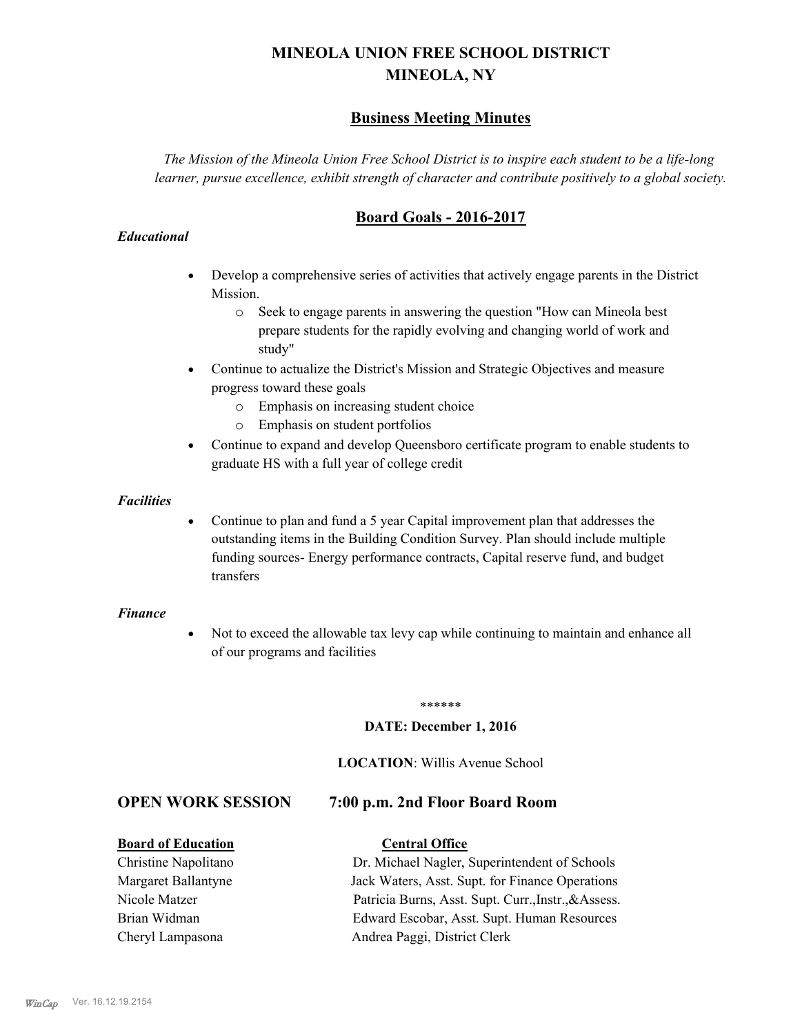# MINEOLA UNION FREE SCHOOL DISTRICT
# MINEOLA, NY

## Business Meeting Minutes

*The Mission of the Mineola Union Free School District is to inspire each student to be a life-long learner, pursue excellence, exhibit strength of character and contribute positively to a global society.*

## Board Goals - 2016-2017

***Educational***

- Develop a comprehensive series of activities that actively engage parents in the District Mission.
  - Seek to engage parents in answering the question "How can Mineola best prepare students for the rapidly evolving and changing world of work and study"
- Continue to actualize the District's Mission and Strategic Objectives and measure progress toward these goals
  - Emphasis on increasing student choice
  - Emphasis on student portfolios
- Continue to expand and develop Queensboro certificate program to enable students to graduate HS with a full year of college credit

***Facilities***

- Continue to plan and fund a 5 year Capital improvement plan that addresses the outstanding items in the Building Condition Survey. Plan should include multiple funding sources- Energy performance contracts, Capital reserve fund, and budget transfers

***Finance***

- Not to exceed the allowable tax levy cap while continuing to maintain and enhance all of our programs and facilities

******

**DATE: December 1, 2016**

**LOCATION**: Willis Avenue School

### OPEN WORK SESSION 7:00 p.m. 2nd Floor Board Room

| **Board of Education** | **Central Office** |
|---|---|
| Christine Napolitano | Dr. Michael Nagler, Superintendent of Schools |
| Margaret Ballantyne | Jack Waters, Asst. Supt. for Finance Operations |
| Nicole Matzer | Patricia Burns, Asst. Supt. Curr.,Instr.,&Assess. |
| Brian Widman | Edward Escobar, Asst. Supt. Human Resources |
| Cheryl Lampasona | Andrea Paggi, District Clerk |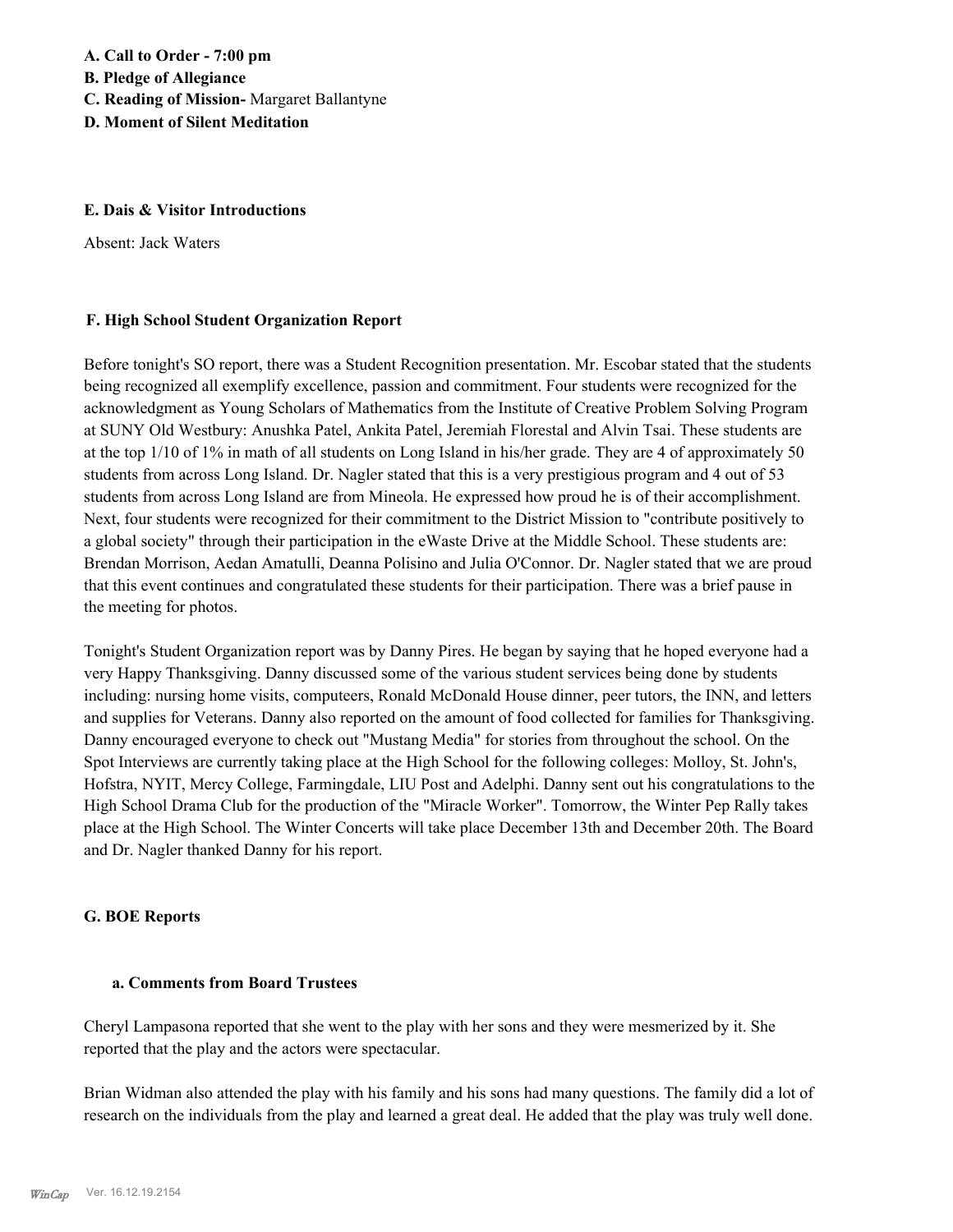**A. Call to Order - 7:00 pm**

**B. Pledge of Allegiance**

**C. Reading of Mission-** Margaret Ballantyne

**D. Moment of Silent Meditation**

**E. Dais & Visitor Introductions**

Absent: Jack Waters

**F. High School Student Organization Report**

Before tonight's SO report, there was a Student Recognition presentation. Mr. Escobar stated that the students being recognized all exemplify excellence, passion and commitment. Four students were recognized for the acknowledgment as Young Scholars of Mathematics from the Institute of Creative Problem Solving Program at SUNY Old Westbury: Anushka Patel, Ankita Patel, Jeremiah Florestal and Alvin Tsai. These students are at the top 1/10 of 1% in math of all students on Long Island in his/her grade. They are 4 of approximately 50 students from across Long Island. Dr. Nagler stated that this is a very prestigious program and 4 out of 53 students from across Long Island are from Mineola. He expressed how proud he is of their accomplishment. Next, four students were recognized for their commitment to the District Mission to "contribute positively to a global society" through their participation in the eWaste Drive at the Middle School. These students are: Brendan Morrison, Aedan Amatulli, Deanna Polisino and Julia O'Connor. Dr. Nagler stated that we are proud that this event continues and congratulated these students for their participation. There was a brief pause in the meeting for photos.

Tonight's Student Organization report was by Danny Pires. He began by saying that he hoped everyone had a very Happy Thanksgiving. Danny discussed some of the various student services being done by students including: nursing home visits, computeers, Ronald McDonald House dinner, peer tutors, the INN, and letters and supplies for Veterans. Danny also reported on the amount of food collected for families for Thanksgiving. Danny encouraged everyone to check out "Mustang Media" for stories from throughout the school. On the Spot Interviews are currently taking place at the High School for the following colleges: Molloy, St. John's, Hofstra, NYIT, Mercy College, Farmingdale, LIU Post and Adelphi. Danny sent out his congratulations to the High School Drama Club for the production of the "Miracle Worker". Tomorrow, the Winter Pep Rally takes place at the High School. The Winter Concerts will take place December 13th and December 20th. The Board and Dr. Nagler thanked Danny for his report.

**G. BOE Reports**

**a. Comments from Board Trustees**

Cheryl Lampasona reported that she went to the play with her sons and they were mesmerized by it. She reported that the play and the actors were spectacular.

Brian Widman also attended the play with his family and his sons had many questions. The family did a lot of research on the individuals from the play and learned a great deal. He added that the play was truly well done.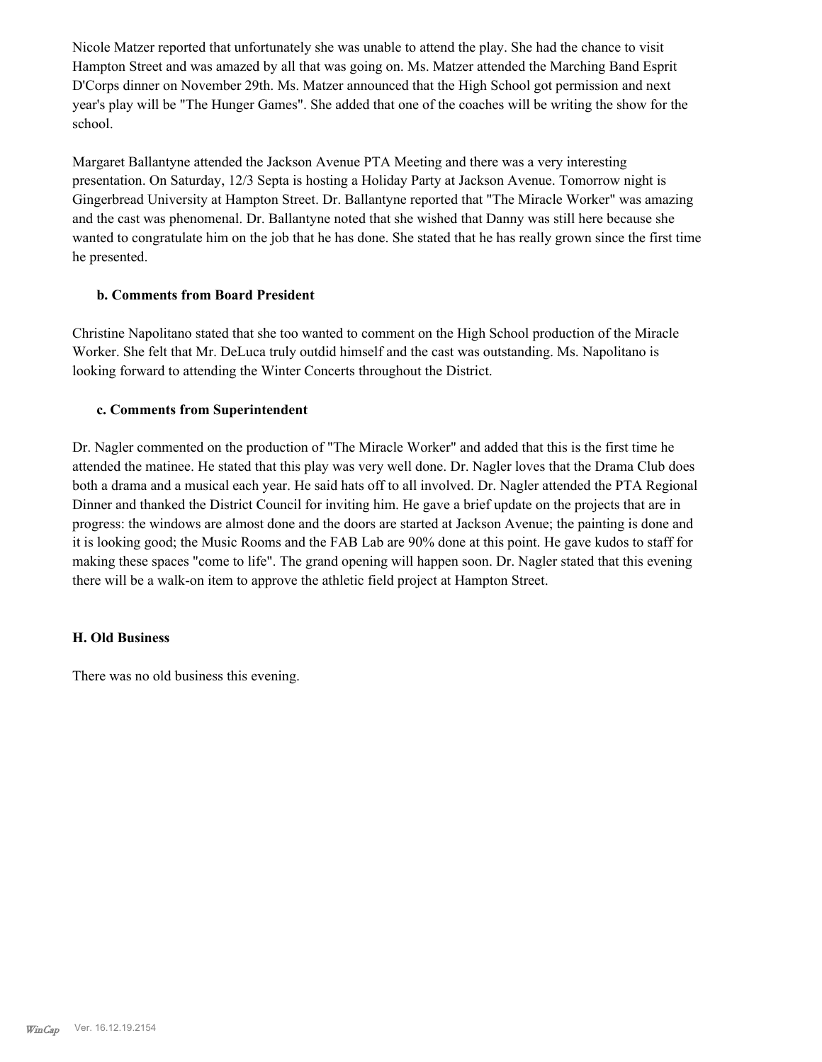Nicole Matzer reported that unfortunately she was unable to attend the play. She had the chance to visit Hampton Street and was amazed by all that was going on. Ms. Matzer attended the Marching Band Esprit D'Corps dinner on November 29th. Ms. Matzer announced that the High School got permission and next year's play will be "The Hunger Games". She added that one of the coaches will be writing the show for the school.

Margaret Ballantyne attended the Jackson Avenue PTA Meeting and there was a very interesting presentation. On Saturday, 12/3 Septa is hosting a Holiday Party at Jackson Avenue. Tomorrow night is Gingerbread University at Hampton Street. Dr. Ballantyne reported that "The Miracle Worker" was amazing and the cast was phenomenal. Dr. Ballantyne noted that she wished that Danny was still here because she wanted to congratulate him on the job that he has done. She stated that he has really grown since the first time he presented.

### b. Comments from Board President

Christine Napolitano stated that she too wanted to comment on the High School production of the Miracle Worker. She felt that Mr. DeLuca truly outdid himself and the cast was outstanding. Ms. Napolitano is looking forward to attending the Winter Concerts throughout the District.

### c. Comments from Superintendent

Dr. Nagler commented on the production of "The Miracle Worker" and added that this is the first time he attended the matinee. He stated that this play was very well done. Dr. Nagler loves that the Drama Club does both a drama and a musical each year. He said hats off to all involved. Dr. Nagler attended the PTA Regional Dinner and thanked the District Council for inviting him. He gave a brief update on the projects that are in progress: the windows are almost done and the doors are started at Jackson Avenue; the painting is done and it is looking good; the Music Rooms and the FAB Lab are 90% done at this point. He gave kudos to staff for making these spaces "come to life". The grand opening will happen soon. Dr. Nagler stated that this evening there will be a walk-on item to approve the athletic field project at Hampton Street.

## H. Old Business

There was no old business this evening.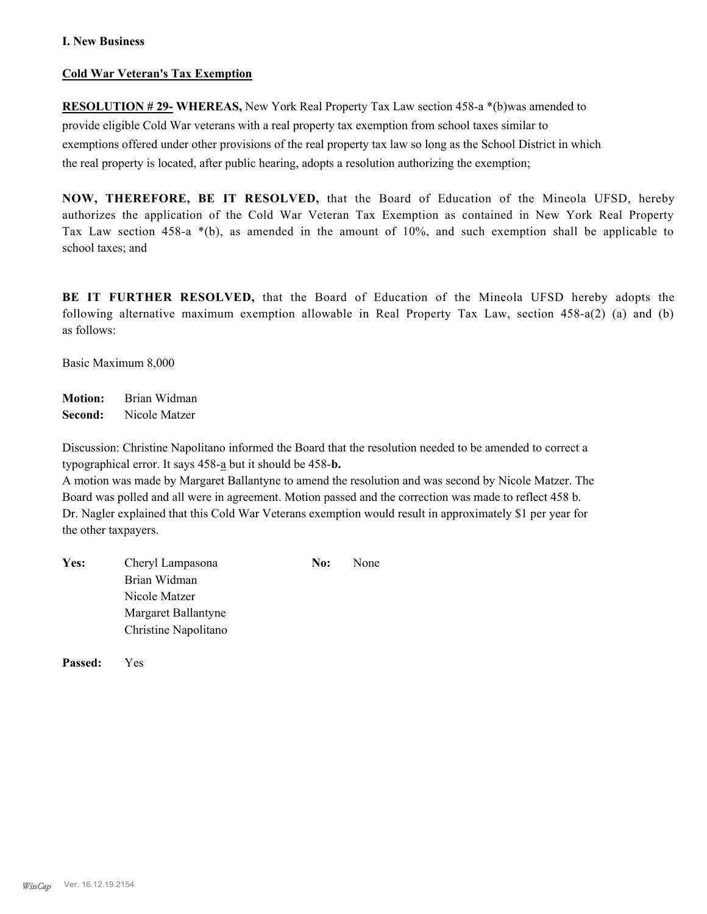**I. New Business**

**Cold War Veteran's Tax Exemption**

**RESOLUTION # 29- WHEREAS,** New York Real Property Tax Law section 458-a *(b)was amended to provide eligible Cold War veterans with a real property tax exemption from school taxes similar to exemptions offered under other provisions of the real property tax law so long as the School District in which the real property is located, after public hearing, adopts a resolution authorizing the exemption;

**NOW, THEREFORE, BE IT RESOLVED,** that the Board of Education of the Mineola UFSD, hereby authorizes the application of the Cold War Veteran Tax Exemption as contained in New York Real Property Tax Law section 458-a *(b), as amended in the amount of 10%, and such exemption shall be applicable to school taxes; and

**BE IT FURTHER RESOLVED,** that the Board of Education of the Mineola UFSD hereby adopts the following alternative maximum exemption allowable in Real Property Tax Law, section 458-a(2) (a) and (b) as follows:

Basic Maximum 8,000

**Motion:** Brian Widman
**Second:** Nicole Matzer

Discussion: Christine Napolitano informed the Board that the resolution needed to be amended to correct a typographical error. It says 458-a but it should be 458-**b.**
A motion was made by Margaret Ballantyne to amend the resolution and was second by Nicole Matzer. The Board was polled and all were in agreement. Motion passed and the correction was made to reflect 458 b.
Dr. Nagler explained that this Cold War Veterans exemption would result in approximately $1 per year for the other taxpayers.

| | | | |
|---|---|---|---|
| **Yes:** | Cheryl Lampasona | **No:** | None |
| | Brian Widman | | |
| | Nicole Matzer | | |
| | Margaret Ballantyne | | |
| | Christine Napolitano | | |

**Passed:** Yes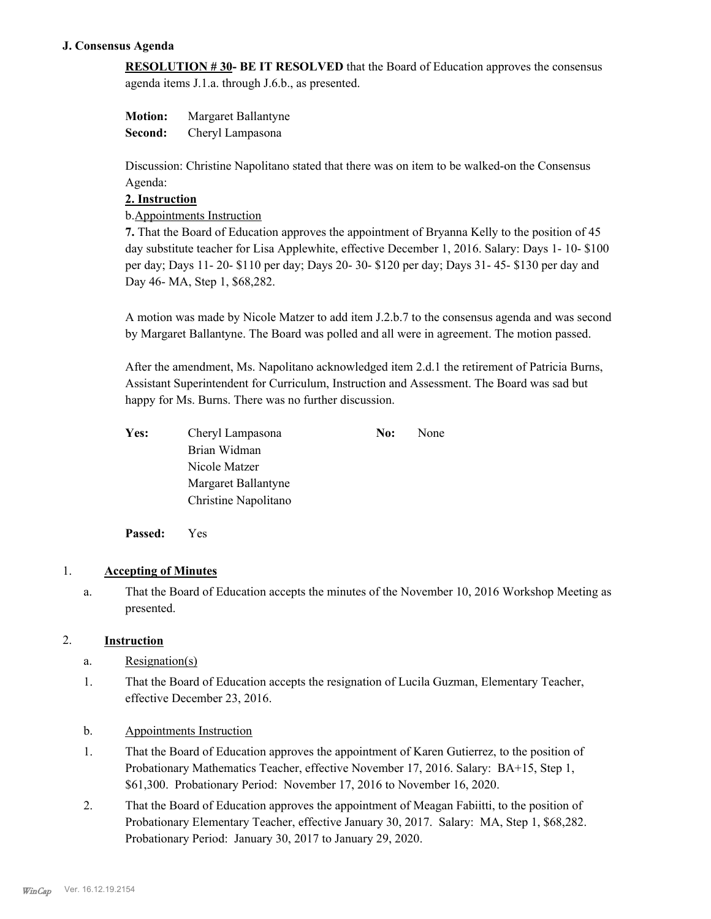### J. Consensus Agenda

**RESOLUTION # 30- BE IT RESOLVED** that the Board of Education approves the consensus agenda items J.1.a. through J.6.b., as presented.

**Motion:** Margaret Ballantyne
**Second:** Cheryl Lampasona

Discussion: Christine Napolitano stated that there was on item to be walked-on the Consensus Agenda:

**2. Instruction**

b.Appointments Instruction

**7.** That the Board of Education approves the appointment of Bryanna Kelly to the position of 45 day substitute teacher for Lisa Applewhite, effective December 1, 2016. Salary: Days 1- 10- $100 per day; Days 11- 20- $110 per day; Days 20- 30- $120 per day; Days 31- 45- $130 per day and Day 46- MA, Step 1, $68,282.

A motion was made by Nicole Matzer to add item J.2.b.7 to the consensus agenda and was second by Margaret Ballantyne. The Board was polled and all were in agreement. The motion passed.

After the amendment, Ms. Napolitano acknowledged item 2.d.1 the retirement of Patricia Burns, Assistant Superintendent for Curriculum, Instruction and Assessment. The Board was sad but happy for Ms. Burns. There was no further discussion.

| | | | |
|---|---|---|---|
| **Yes:** | Cheryl Lampasona | **No:** | None |
| | Brian Widman | | |
| | Nicole Matzer | | |
| | Margaret Ballantyne | | |
| | Christine Napolitano | | |

**Passed:** Yes

1. **Accepting of Minutes**
   a. That the Board of Education accepts the minutes of the November 10, 2016 Workshop Meeting as presented.

2. **Instruction**
   a. Resignation(s)
   1. That the Board of Education accepts the resignation of Lucila Guzman, Elementary Teacher, effective December 23, 2016.

   b. Appointments Instruction
   1. That the Board of Education approves the appointment of Karen Gutierrez, to the position of Probationary Mathematics Teacher, effective November 17, 2016. Salary: BA+15, Step 1, $61,300. Probationary Period: November 17, 2016 to November 16, 2020.
   2. That the Board of Education approves the appointment of Meagan Fabiitti, to the position of Probationary Elementary Teacher, effective January 30, 2017. Salary: MA, Step 1, $68,282. Probationary Period: January 30, 2017 to January 29, 2020.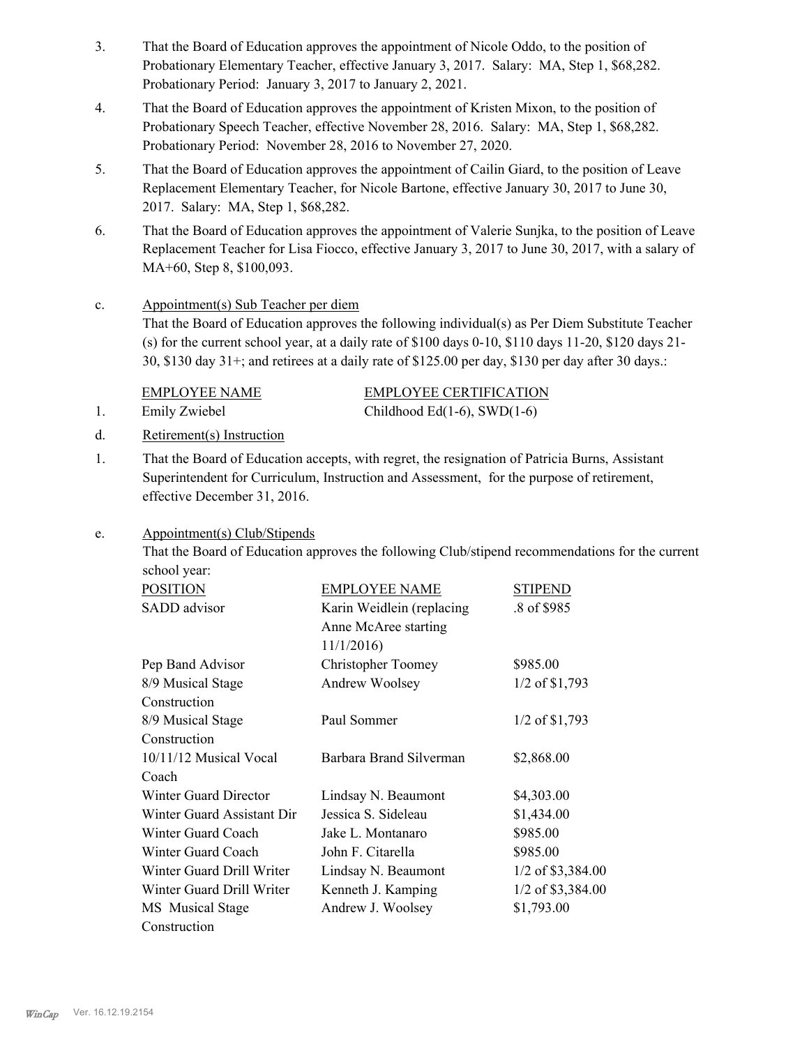3. That the Board of Education approves the appointment of Nicole Oddo, to the position of Probationary Elementary Teacher, effective January 3, 2017. Salary: MA, Step 1, $68,282. Probationary Period: January 3, 2017 to January 2, 2021.

4. That the Board of Education approves the appointment of Kristen Mixon, to the position of Probationary Speech Teacher, effective November 28, 2016. Salary: MA, Step 1, $68,282. Probationary Period: November 28, 2016 to November 27, 2020.

5. That the Board of Education approves the appointment of Cailin Giard, to the position of Leave Replacement Elementary Teacher, for Nicole Bartone, effective January 30, 2017 to June 30, 2017. Salary: MA, Step 1, $68,282.

6. That the Board of Education approves the appointment of Valerie Sunjka, to the position of Leave Replacement Teacher for Lisa Fiocco, effective January 3, 2017 to June 30, 2017, with a salary of MA+60, Step 8, $100,093.

c. Appointment(s) Sub Teacher per diem

That the Board of Education approves the following individual(s) as Per Diem Substitute Teacher (s) for the current school year, at a daily rate of $100 days 0-10, $110 days 11-20, $120 days 21-30, $130 day 31+; and retirees at a daily rate of $125.00 per day, $130 per day after 30 days.:

| | EMPLOYEE NAME | EMPLOYEE CERTIFICATION |
|---|---|---|
| 1. | Emily Zwiebel | Childhood Ed(1-6), SWD(1-6) |

d. Retirement(s) Instruction

1. That the Board of Education accepts, with regret, the resignation of Patricia Burns, Assistant Superintendent for Curriculum, Instruction and Assessment, for the purpose of retirement, effective December 31, 2016.

e. Appointment(s) Club/Stipends

That the Board of Education approves the following Club/stipend recommendations for the current school year:

| POSITION | EMPLOYEE NAME | STIPEND |
|---|---|---|
| SADD advisor | Karin Weidlein (replacing Anne McAree starting 11/1/2016) | .8 of $985 |
| Pep Band Advisor | Christopher Toomey | $985.00 |
| 8/9 Musical Stage Construction | Andrew Woolsey | 1/2 of $1,793 |
| 8/9 Musical Stage Construction | Paul Sommer | 1/2 of $1,793 |
| 10/11/12 Musical Vocal Coach | Barbara Brand Silverman | $2,868.00 |
| Winter Guard Director | Lindsay N. Beaumont | $4,303.00 |
| Winter Guard Assistant Dir | Jessica S. Sideleau | $1,434.00 |
| Winter Guard Coach | Jake L. Montanaro | $985.00 |
| Winter Guard Coach | John F. Citarella | $985.00 |
| Winter Guard Drill Writer | Lindsay N. Beaumont | 1/2 of $3,384.00 |
| Winter Guard Drill Writer | Kenneth J. Kamping | 1/2 of $3,384.00 |
| MS Musical Stage Construction | Andrew J. Woolsey | $1,793.00 |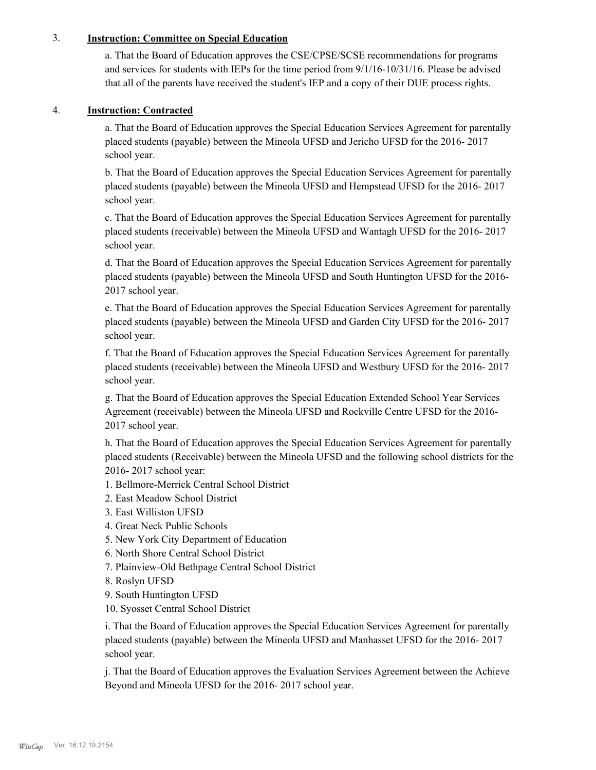3. **Instruction: Committee on Special Education**

a. That the Board of Education approves the CSE/CPSE/SCSE recommendations for programs and services for students with IEPs for the time period from 9/1/16-10/31/16. Please be advised that all of the parents have received the student's IEP and a copy of their DUE process rights.

4. **Instruction: Contracted**

a. That the Board of Education approves the Special Education Services Agreement for parentally placed students (payable) between the Mineola UFSD and Jericho UFSD for the 2016- 2017 school year.

b. That the Board of Education approves the Special Education Services Agreement for parentally placed students (payable) between the Mineola UFSD and Hempstead UFSD for the 2016- 2017 school year.

c. That the Board of Education approves the Special Education Services Agreement for parentally placed students (receivable) between the Mineola UFSD and Wantagh UFSD for the 2016- 2017 school year.

d. That the Board of Education approves the Special Education Services Agreement for parentally placed students (payable) between the Mineola UFSD and South Huntington UFSD for the 2016- 2017 school year.

e. That the Board of Education approves the Special Education Services Agreement for parentally placed students (payable) between the Mineola UFSD and Garden City UFSD for the 2016- 2017 school year.

f. That the Board of Education approves the Special Education Services Agreement for parentally placed students (receivable) between the Mineola UFSD and Westbury UFSD for the 2016- 2017 school year.

g. That the Board of Education approves the Special Education Extended School Year Services Agreement (receivable) between the Mineola UFSD and Rockville Centre UFSD for the 2016- 2017 school year.

h. That the Board of Education approves the Special Education Services Agreement for parentally placed students (Receivable) between the Mineola UFSD and the following school districts for the 2016- 2017 school year:

1. Bellmore-Merrick Central School District
2. East Meadow School District
3. East Williston UFSD
4. Great Neck Public Schools
5. New York City Department of Education
6. North Shore Central School District
7. Plainview-Old Bethpage Central School District
8. Roslyn UFSD
9. South Huntington UFSD
10. Syosset Central School District

i. That the Board of Education approves the Special Education Services Agreement for parentally placed students (payable) between the Mineola UFSD and Manhasset UFSD for the 2016- 2017 school year.

j. That the Board of Education approves the Evaluation Services Agreement between the Achieve Beyond and Mineola UFSD for the 2016- 2017 school year.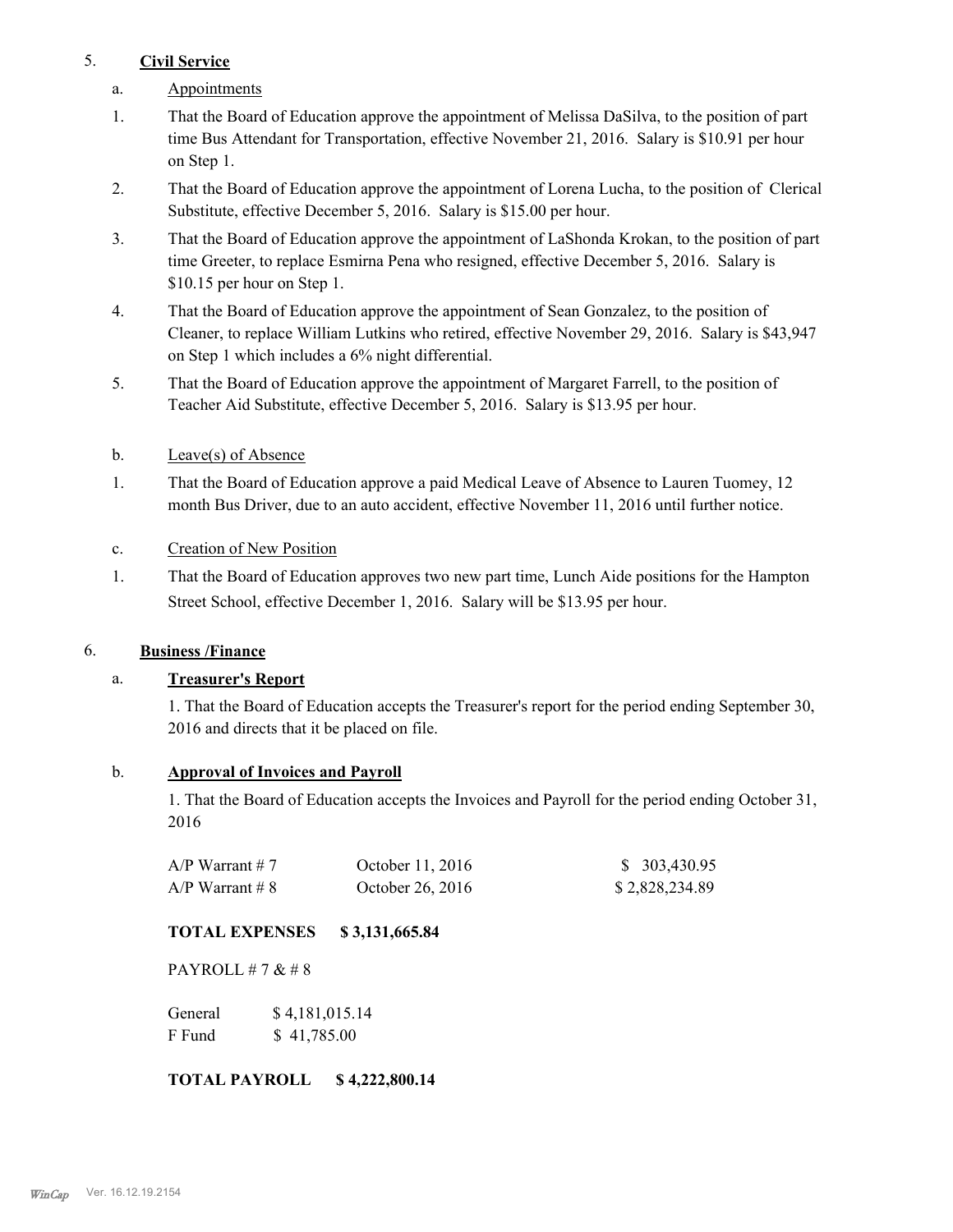5. **Civil Service**

a. Appointments

1. That the Board of Education approve the appointment of Melissa DaSilva, to the position of part time Bus Attendant for Transportation, effective November 21, 2016. Salary is $10.91 per hour on Step 1.

2. That the Board of Education approve the appointment of Lorena Lucha, to the position of Clerical Substitute, effective December 5, 2016. Salary is $15.00 per hour.

3. That the Board of Education approve the appointment of LaShonda Krokan, to the position of part time Greeter, to replace Esmirna Pena who resigned, effective December 5, 2016. Salary is $10.15 per hour on Step 1.

4. That the Board of Education approve the appointment of Sean Gonzalez, to the position of Cleaner, to replace William Lutkins who retired, effective November 29, 2016. Salary is $43,947 on Step 1 which includes a 6% night differential.

5. That the Board of Education approve the appointment of Margaret Farrell, to the position of Teacher Aid Substitute, effective December 5, 2016. Salary is $13.95 per hour.

b. Leave(s) of Absence

1. That the Board of Education approve a paid Medical Leave of Absence to Lauren Tuomey, 12 month Bus Driver, due to an auto accident, effective November 11, 2016 until further notice.

c. Creation of New Position

1. That the Board of Education approves two new part time, Lunch Aide positions for the Hampton Street School, effective December 1, 2016. Salary will be $13.95 per hour.

6. **Business /Finance**

a. **Treasurer's Report**

1. That the Board of Education accepts the Treasurer's report for the period ending September 30, 2016 and directs that it be placed on file.

b. **Approval of Invoices and Payroll**

1. That the Board of Education accepts the Invoices and Payroll for the period ending October 31, 2016

| | | |
|---|---|---|
| A/P Warrant # 7 | October 11, 2016 | $ 303,430.95 |
| A/P Warrant # 8 | October 26, 2016 | $ 2,828,234.89 |

**TOTAL EXPENSES $ 3,131,665.84**

PAYROLL # 7 & # 8

| | |
|---|---|
| General | $ 4,181,015.14 |
| F Fund | $ 41,785.00 |

**TOTAL PAYROLL $ 4,222,800.14**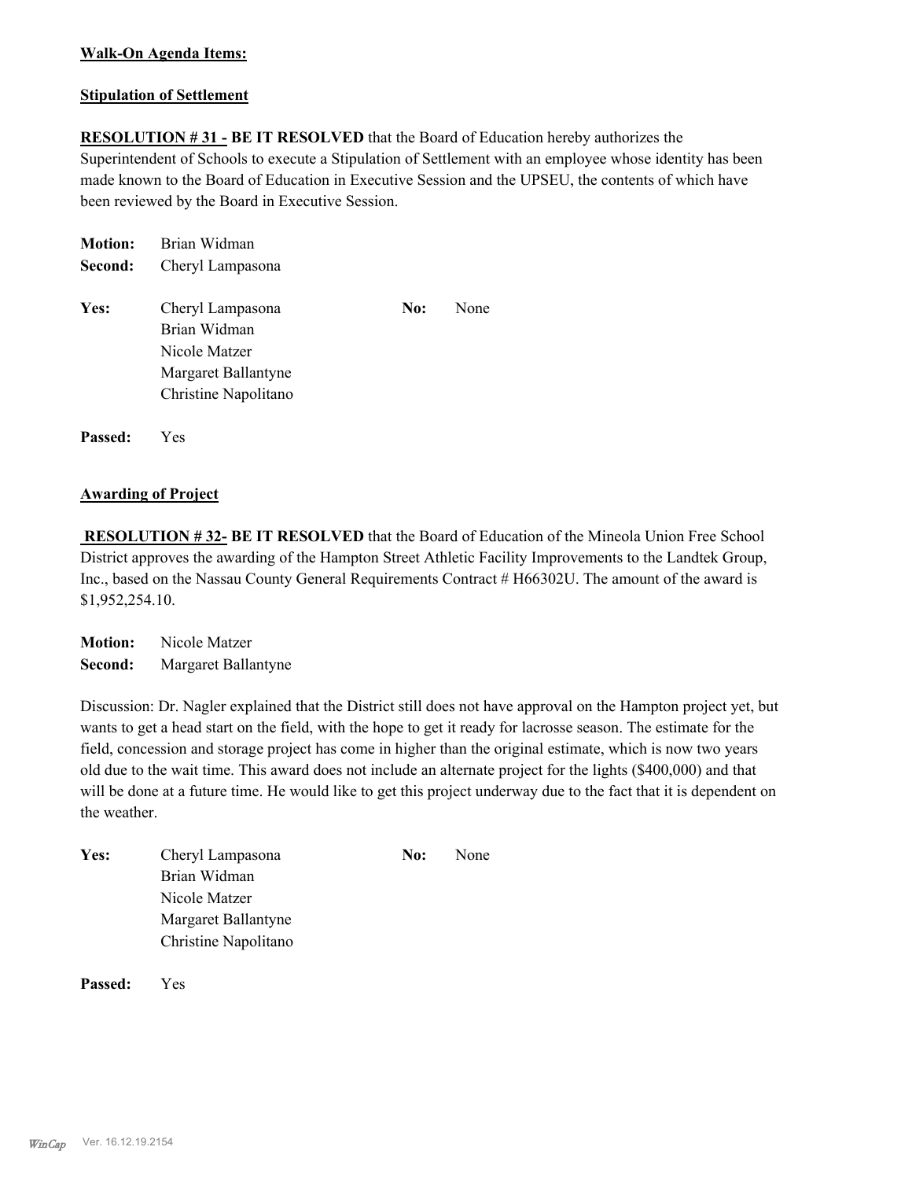**Walk-On Agenda Items:**

**Stipulation of Settlement**

**RESOLUTION # 31 - BE IT RESOLVED** that the Board of Education hereby authorizes the Superintendent of Schools to execute a Stipulation of Settlement with an employee whose identity has been made known to the Board of Education in Executive Session and the UPSEU, the contents of which have been reviewed by the Board in Executive Session.

**Motion:** Brian Widman
**Second:** Cheryl Lampasona

**Yes:** Cheryl Lampasona
Brian Widman
Nicole Matzer
Margaret Ballantyne
Christine Napolitano

**No:** None

**Passed:** Yes

**Awarding of Project**

**RESOLUTION # 32- BE IT RESOLVED** that the Board of Education of the Mineola Union Free School District approves the awarding of the Hampton Street Athletic Facility Improvements to the Landtek Group, Inc., based on the Nassau County General Requirements Contract # H66302U. The amount of the award is $1,952,254.10.

**Motion:** Nicole Matzer
**Second:** Margaret Ballantyne

Discussion: Dr. Nagler explained that the District still does not have approval on the Hampton project yet, but wants to get a head start on the field, with the hope to get it ready for lacrosse season. The estimate for the field, concession and storage project has come in higher than the original estimate, which is now two years old due to the wait time. This award does not include an alternate project for the lights ($400,000) and that will be done at a future time. He would like to get this project underway due to the fact that it is dependent on the weather.

**Yes:** Cheryl Lampasona
Brian Widman
Nicole Matzer
Margaret Ballantyne
Christine Napolitano

**No:** None

**Passed:** Yes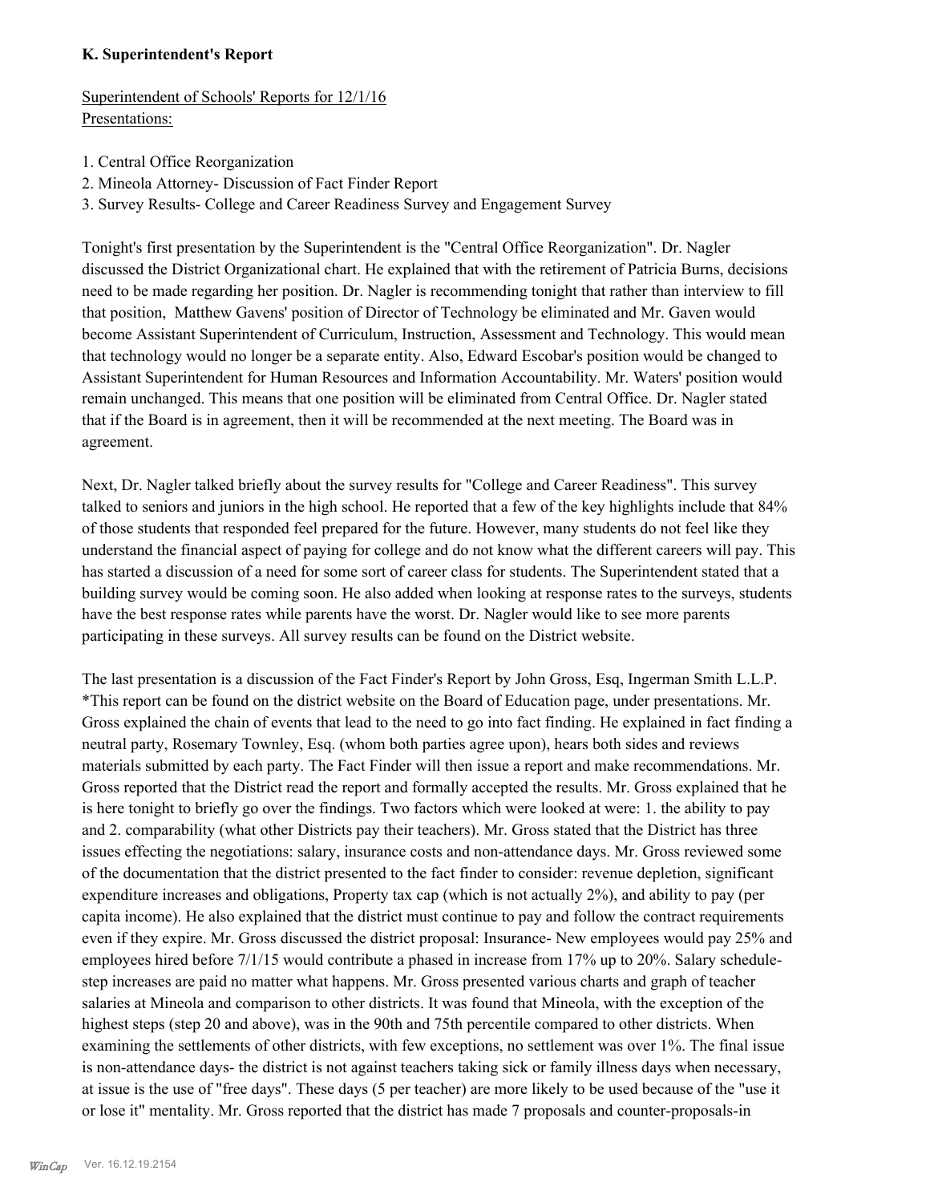**K. Superintendent's Report**

Superintendent of Schools' Reports for 12/1/16
Presentations:

1. Central Office Reorganization
2. Mineola Attorney- Discussion of Fact Finder Report
3. Survey Results- College and Career Readiness Survey and Engagement Survey

Tonight's first presentation by the Superintendent is the "Central Office Reorganization". Dr. Nagler discussed the District Organizational chart. He explained that with the retirement of Patricia Burns, decisions need to be made regarding her position. Dr. Nagler is recommending tonight that rather than interview to fill that position, Matthew Gavens' position of Director of Technology be eliminated and Mr. Gaven would become Assistant Superintendent of Curriculum, Instruction, Assessment and Technology. This would mean that technology would no longer be a separate entity. Also, Edward Escobar's position would be changed to Assistant Superintendent for Human Resources and Information Accountability. Mr. Waters' position would remain unchanged. This means that one position will be eliminated from Central Office. Dr. Nagler stated that if the Board is in agreement, then it will be recommended at the next meeting. The Board was in agreement.

Next, Dr. Nagler talked briefly about the survey results for "College and Career Readiness". This survey talked to seniors and juniors in the high school. He reported that a few of the key highlights include that 84% of those students that responded feel prepared for the future. However, many students do not feel like they understand the financial aspect of paying for college and do not know what the different careers will pay. This has started a discussion of a need for some sort of career class for students. The Superintendent stated that a building survey would be coming soon. He also added when looking at response rates to the surveys, students have the best response rates while parents have the worst. Dr. Nagler would like to see more parents participating in these surveys. All survey results can be found on the District website.

The last presentation is a discussion of the Fact Finder's Report by John Gross, Esq, Ingerman Smith L.L.P. *This report can be found on the district website on the Board of Education page, under presentations. Mr. Gross explained the chain of events that lead to the need to go into fact finding. He explained in fact finding a neutral party, Rosemary Townley, Esq. (whom both parties agree upon), hears both sides and reviews materials submitted by each party. The Fact Finder will then issue a report and make recommendations. Mr. Gross reported that the District read the report and formally accepted the results. Mr. Gross explained that he is here tonight to briefly go over the findings. Two factors which were looked at were: 1. the ability to pay and 2. comparability (what other Districts pay their teachers). Mr. Gross stated that the District has three issues effecting the negotiations: salary, insurance costs and non-attendance days. Mr. Gross reviewed some of the documentation that the district presented to the fact finder to consider: revenue depletion, significant expenditure increases and obligations, Property tax cap (which is not actually 2%), and ability to pay (per capita income). He also explained that the district must continue to pay and follow the contract requirements even if they expire. Mr. Gross discussed the district proposal: Insurance- New employees would pay 25% and employees hired before 7/1/15 would contribute a phased in increase from 17% up to 20%. Salary schedule-step increases are paid no matter what happens. Mr. Gross presented various charts and graph of teacher salaries at Mineola and comparison to other districts. It was found that Mineola, with the exception of the highest steps (step 20 and above), was in the 90th and 75th percentile compared to other districts. When examining the settlements of other districts, with few exceptions, no settlement was over 1%. The final issue is non-attendance days- the district is not against teachers taking sick or family illness days when necessary, at issue is the use of "free days". These days (5 per teacher) are more likely to be used because of the "use it or lose it" mentality. Mr. Gross reported that the district has made 7 proposals and counter-proposals-in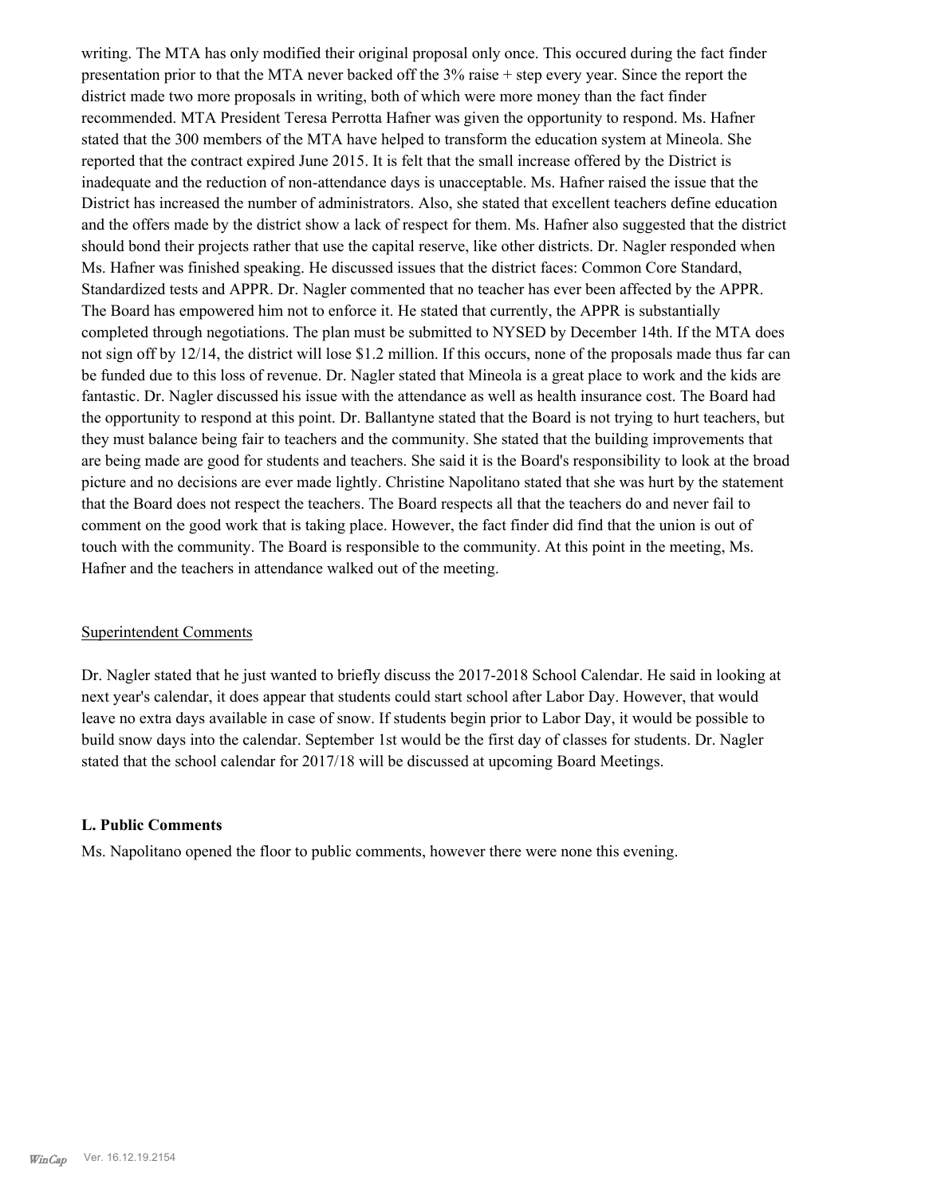writing. The MTA has only modified their original proposal only once. This occured during the fact finder presentation prior to that the MTA never backed off the 3% raise + step every year. Since the report the district made two more proposals in writing, both of which were more money than the fact finder recommended. MTA President Teresa Perrotta Hafner was given the opportunity to respond. Ms. Hafner stated that the 300 members of the MTA have helped to transform the education system at Mineola. She reported that the contract expired June 2015. It is felt that the small increase offered by the District is inadequate and the reduction of non-attendance days is unacceptable. Ms. Hafner raised the issue that the District has increased the number of administrators. Also, she stated that excellent teachers define education and the offers made by the district show a lack of respect for them. Ms. Hafner also suggested that the district should bond their projects rather that use the capital reserve, like other districts. Dr. Nagler responded when Ms. Hafner was finished speaking. He discussed issues that the district faces: Common Core Standard, Standardized tests and APPR. Dr. Nagler commented that no teacher has ever been affected by the APPR. The Board has empowered him not to enforce it. He stated that currently, the APPR is substantially completed through negotiations. The plan must be submitted to NYSED by December 14th. If the MTA does not sign off by 12/14, the district will lose $1.2 million. If this occurs, none of the proposals made thus far can be funded due to this loss of revenue. Dr. Nagler stated that Mineola is a great place to work and the kids are fantastic. Dr. Nagler discussed his issue with the attendance as well as health insurance cost. The Board had the opportunity to respond at this point. Dr. Ballantyne stated that the Board is not trying to hurt teachers, but they must balance being fair to teachers and the community. She stated that the building improvements that are being made are good for students and teachers. She said it is the Board's responsibility to look at the broad picture and no decisions are ever made lightly. Christine Napolitano stated that she was hurt by the statement that the Board does not respect the teachers. The Board respects all that the teachers do and never fail to comment on the good work that is taking place. However, the fact finder did find that the union is out of touch with the community. The Board is responsible to the community. At this point in the meeting, Ms. Hafner and the teachers in attendance walked out of the meeting.

Superintendent Comments

Dr. Nagler stated that he just wanted to briefly discuss the 2017-2018 School Calendar. He said in looking at next year's calendar, it does appear that students could start school after Labor Day. However, that would leave no extra days available in case of snow. If students begin prior to Labor Day, it would be possible to build snow days into the calendar. September 1st would be the first day of classes for students. Dr. Nagler stated that the school calendar for 2017/18 will be discussed at upcoming Board Meetings.

**L. Public Comments**

Ms. Napolitano opened the floor to public comments, however there were none this evening.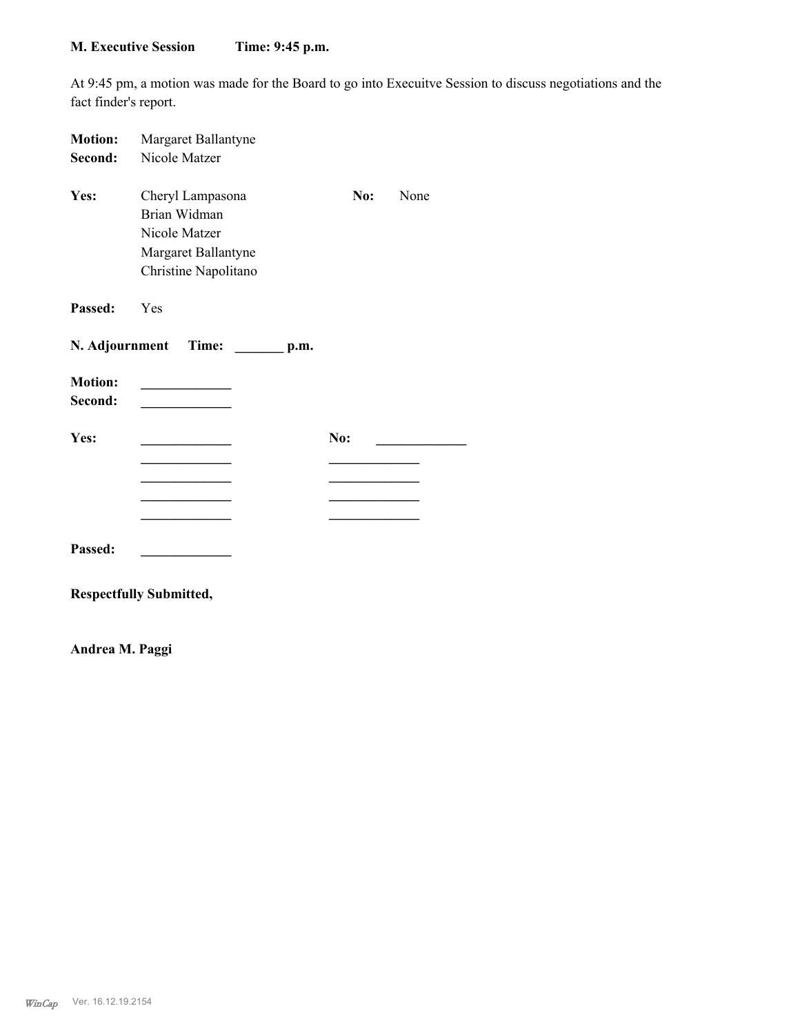**M. Executive Session Time: 9:45 p.m.**

At 9:45 pm, a motion was made for the Board to go into Execuitve Session to discuss negotiations and the fact finder's report.

**Motion:** Margaret Ballantyne
**Second:** Nicole Matzer

| | | | |
|---|---|---|---|
| **Yes:** | Cheryl Lampasona | **No:** | None |
| | Brian Widman | | |
| | Nicole Matzer | | |
| | Margaret Ballantyne | | |
| | Christine Napolitano | | |

**Passed:** Yes

**N. Adjournment Time: _______ p.m.**

**Motion:** _____________
**Second:** _____________

| | | | |
|---|---|---|---|
| **Yes:** | _____________ | **No:** | _____________ |
| | _____________ | | _____________ |
| | _____________ | | _____________ |
| | _____________ | | _____________ |
| | _____________ | | _____________ |

**Passed:** _____________

**Respectfully Submitted,**

**Andrea M. Paggi**